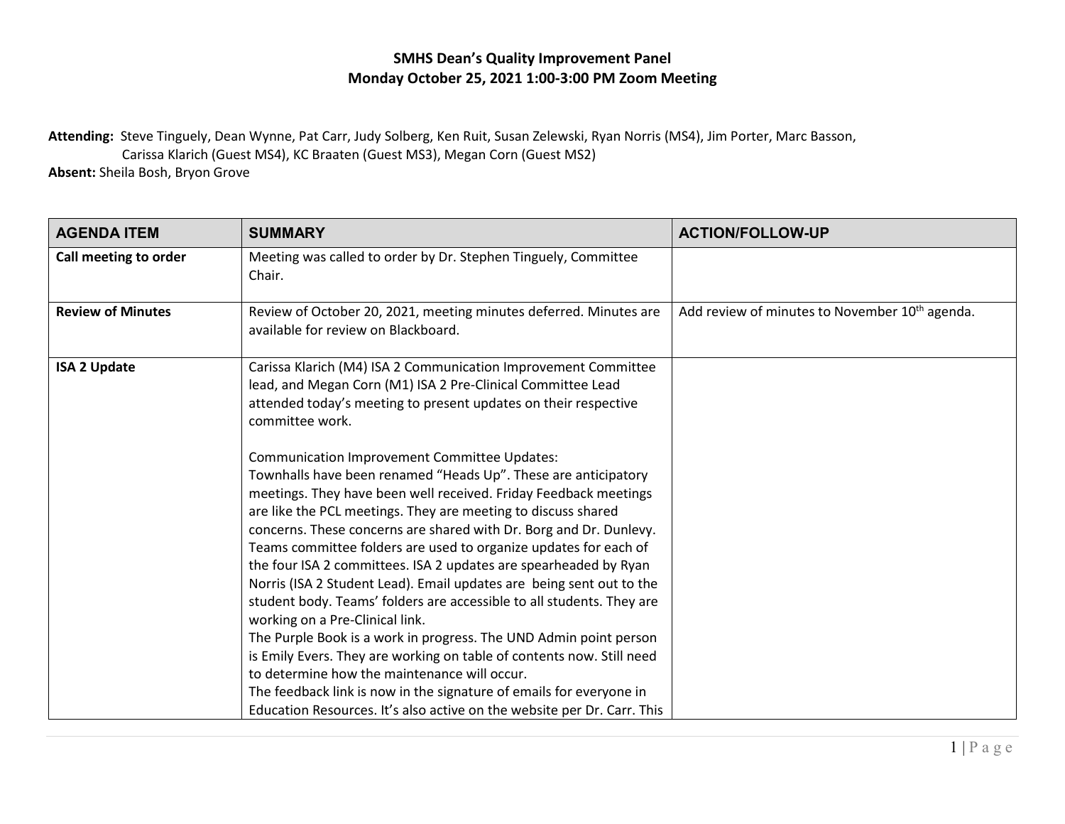# SMHS Dean's Quality Improvement Panel
## Monday October 25, 2021 1:00-3:00 PM Zoom Meeting

**Attending:** Steve Tinguely, Dean Wynne, Pat Carr, Judy Solberg, Ken Ruit, Susan Zelewski, Ryan Norris (MS4), Jim Porter, Marc Basson, Carissa Klarich (Guest MS4), KC Braaten (Guest MS3), Megan Corn (Guest MS2)

**Absent:** Sheila Bosh, Bryon Grove

| AGENDA ITEM | SUMMARY | ACTION/FOLLOW-UP |
|---|---|---|
| **Call meeting to order** | Meeting was called to order by Dr. Stephen Tinguely, Committee Chair. | |
| **Review of Minutes** | Review of October 20, 2021, meeting minutes deferred. Minutes are available for review on Blackboard. | Add review of minutes to November 10th agenda. |
| **ISA 2 Update** | Carissa Klarich (M4) ISA 2 Communication Improvement Committee lead, and Megan Corn (M1) ISA 2 Pre-Clinical Committee Lead attended today's meeting to present updates on their respective committee work.<br><br>Communication Improvement Committee Updates:<br>Townhalls have been renamed "Heads Up". These are anticipatory meetings. They have been well received. Friday Feedback meetings are like the PCL meetings. They are meeting to discuss shared concerns. These concerns are shared with Dr. Borg and Dr. Dunlevy. Teams committee folders are used to organize updates for each of the four ISA 2 committees. ISA 2 updates are spearheaded by Ryan Norris (ISA 2 Student Lead). Email updates are being sent out to the student body. Teams' folders are accessible to all students. They are working on a Pre-Clinical link.<br>The Purple Book is a work in progress. The UND Admin point person is Emily Evers. They are working on table of contents now. Still need to determine how the maintenance will occur.<br>The feedback link is now in the signature of emails for everyone in Education Resources. It's also active on the website per Dr. Carr. This | |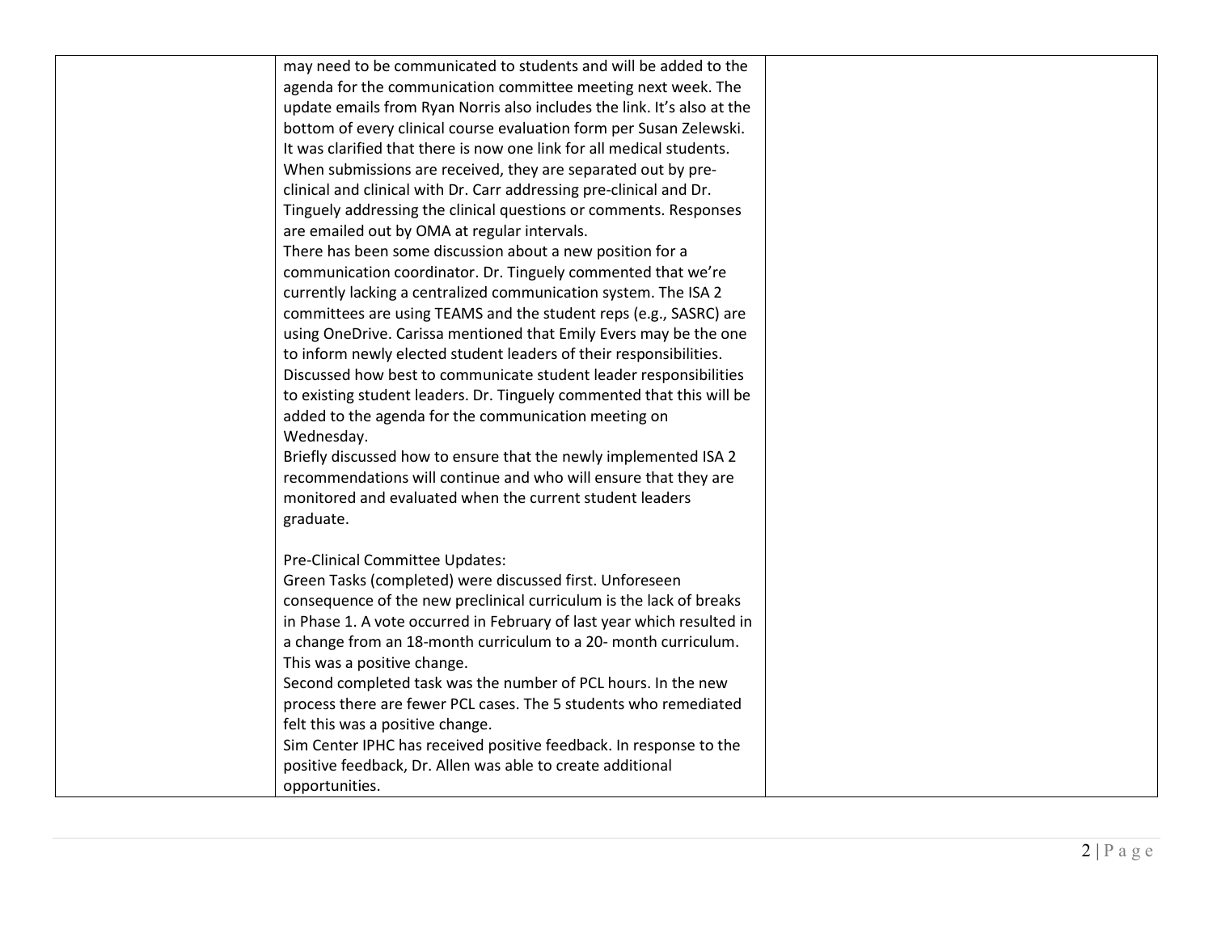| | | |
|---|---|---|
| | may need to be communicated to students and will be added to the agenda for the communication committee meeting next week. The update emails from Ryan Norris also includes the link. It's also at the bottom of every clinical course evaluation form per Susan Zelewski. It was clarified that there is now one link for all medical students. When submissions are received, they are separated out by pre-clinical and clinical with Dr. Carr addressing pre-clinical and Dr. Tinguely addressing the clinical questions or comments. Responses are emailed out by OMA at regular intervals.<br>There has been some discussion about a new position for a communication coordinator. Dr. Tinguely commented that we're currently lacking a centralized communication system. The ISA 2 committees are using TEAMS and the student reps (e.g., SASRC) are using OneDrive. Carissa mentioned that Emily Evers may be the one to inform newly elected student leaders of their responsibilities. Discussed how best to communicate student leader responsibilities to existing student leaders. Dr. Tinguely commented that this will be added to the agenda for the communication meeting on Wednesday.<br>Briefly discussed how to ensure that the newly implemented ISA 2 recommendations will continue and who will ensure that they are monitored and evaluated when the current student leaders graduate.<br><br>Pre-Clinical Committee Updates:<br>Green Tasks (completed) were discussed first. Unforeseen consequence of the new preclinical curriculum is the lack of breaks in Phase 1. A vote occurred in February of last year which resulted in a change from an 18-month curriculum to a 20- month curriculum. This was a positive change.<br>Second completed task was the number of PCL hours. In the new process there are fewer PCL cases. The 5 students who remediated felt this was a positive change.<br>Sim Center IPHC has received positive feedback. In response to the positive feedback, Dr. Allen was able to create additional opportunities. | |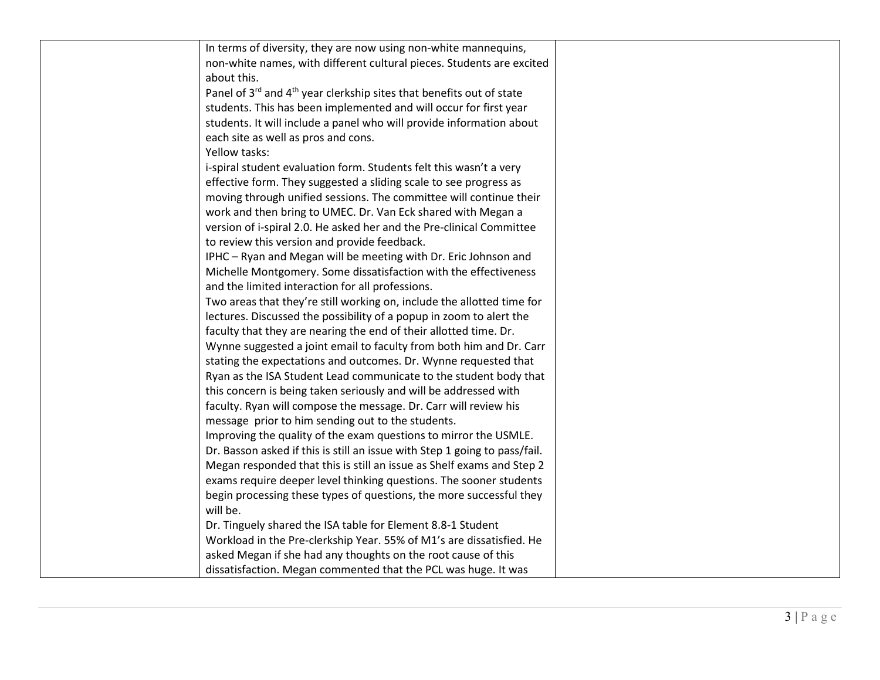| | | |
|---|---|---|
| | In terms of diversity, they are now using non-white mannequins, non-white names, with different cultural pieces. Students are excited about this.<br>Panel of 3rd and 4th year clerkship sites that benefits out of state students. This has been implemented and will occur for first year students. It will include a panel who will provide information about each site as well as pros and cons.<br>Yellow tasks:<br>i-spiral student evaluation form. Students felt this wasn't a very effective form. They suggested a sliding scale to see progress as moving through unified sessions. The committee will continue their work and then bring to UMEC. Dr. Van Eck shared with Megan a version of i-spiral 2.0. He asked her and the Pre-clinical Committee to review this version and provide feedback.<br>IPHC – Ryan and Megan will be meeting with Dr. Eric Johnson and Michelle Montgomery. Some dissatisfaction with the effectiveness and the limited interaction for all professions.<br>Two areas that they're still working on, include the allotted time for lectures. Discussed the possibility of a popup in zoom to alert the faculty that they are nearing the end of their allotted time. Dr. Wynne suggested a joint email to faculty from both him and Dr. Carr stating the expectations and outcomes. Dr. Wynne requested that Ryan as the ISA Student Lead communicate to the student body that this concern is being taken seriously and will be addressed with faculty. Ryan will compose the message. Dr. Carr will review his message prior to him sending out to the students.<br>Improving the quality of the exam questions to mirror the USMLE. Dr. Basson asked if this is still an issue with Step 1 going to pass/fail. Megan responded that this is still an issue as Shelf exams and Step 2 exams require deeper level thinking questions. The sooner students begin processing these types of questions, the more successful they will be.<br>Dr. Tinguely shared the ISA table for Element 8.8-1 Student Workload in the Pre-clerkship Year. 55% of M1's are dissatisfied. He asked Megan if she had any thoughts on the root cause of this dissatisfaction. Megan commented that the PCL was huge. It was | |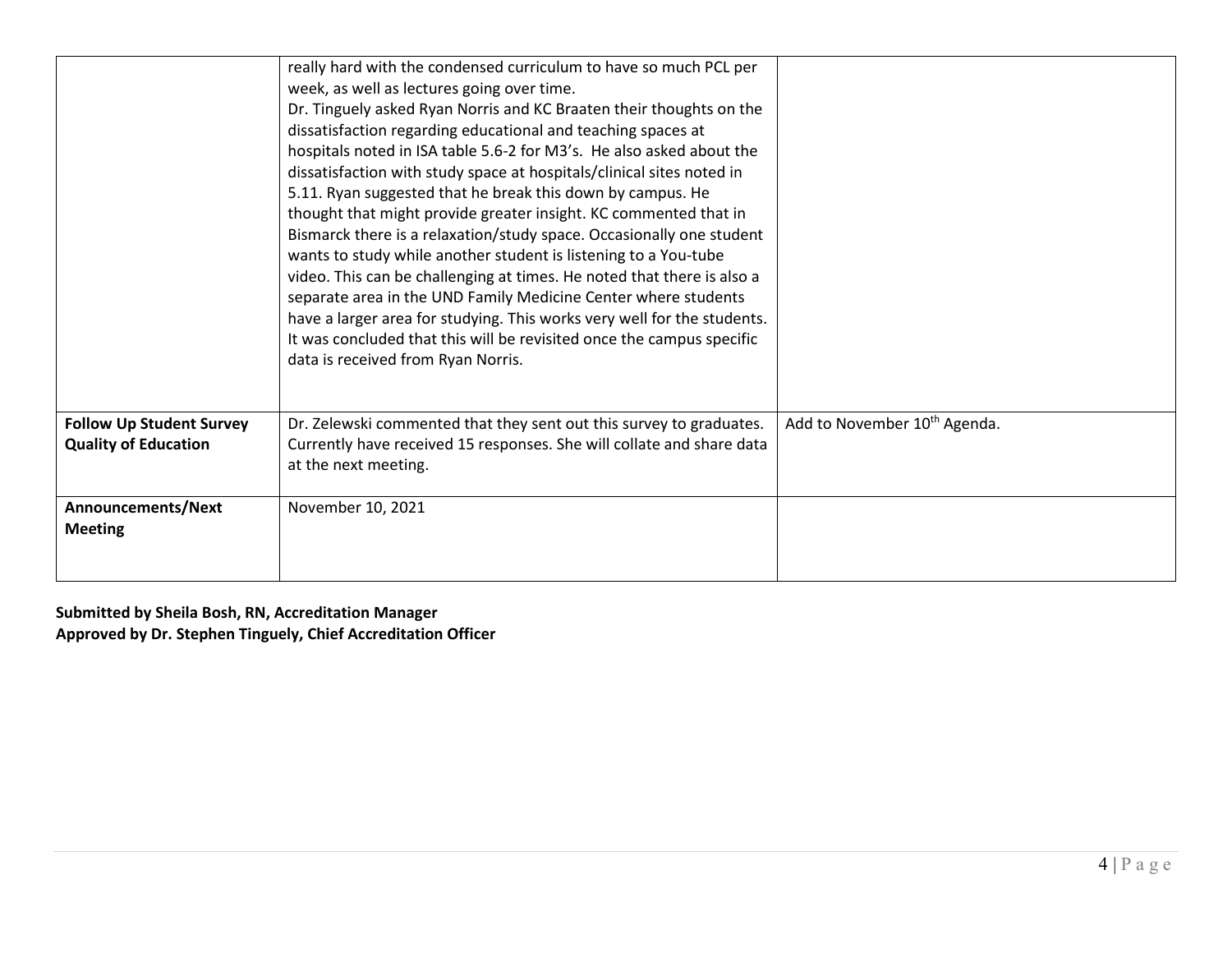| | | |
|---|---|---|
| | really hard with the condensed curriculum to have so much PCL per week, as well as lectures going over time. Dr. Tinguely asked Ryan Norris and KC Braaten their thoughts on the dissatisfaction regarding educational and teaching spaces at hospitals noted in ISA table 5.6-2 for M3's. He also asked about the dissatisfaction with study space at hospitals/clinical sites noted in 5.11. Ryan suggested that he break this down by campus. He thought that might provide greater insight. KC commented that in Bismarck there is a relaxation/study space. Occasionally one student wants to study while another student is listening to a You-tube video. This can be challenging at times. He noted that there is also a separate area in the UND Family Medicine Center where students have a larger area for studying. This works very well for the students. It was concluded that this will be revisited once the campus specific data is received from Ryan Norris. | |
| **Follow Up Student Survey Quality of Education** | Dr. Zelewski commented that they sent out this survey to graduates. Currently have received 15 responses. She will collate and share data at the next meeting. | Add to November 10th Agenda. |
| **Announcements/Next Meeting** | November 10, 2021 | |

**Submitted by Sheila Bosh, RN, Accreditation Manager**
**Approved by Dr. Stephen Tinguely, Chief Accreditation Officer**